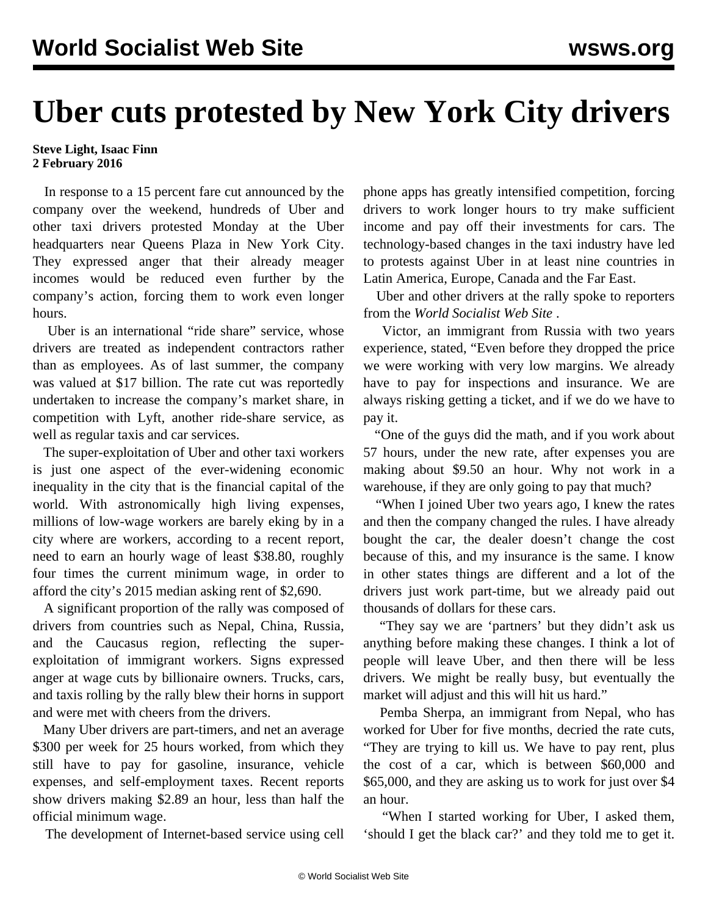# Uber cuts protested by New York City drivers

**Steve Light, Isaac Finn**
**2 February 2016**

In response to a 15 percent fare cut announced by the company over the weekend, hundreds of Uber and other taxi drivers protested Monday at the Uber headquarters near Queens Plaza in New York City. They expressed anger that their already meager incomes would be reduced even further by the company's action, forcing them to work even longer hours.

Uber is an international "ride share" service, whose drivers are treated as independent contractors rather than as employees. As of last summer, the company was valued at $17 billion. The rate cut was reportedly undertaken to increase the company's market share, in competition with Lyft, another ride-share service, as well as regular taxis and car services.

The super-exploitation of Uber and other taxi workers is just one aspect of the ever-widening economic inequality in the city that is the financial capital of the world. With astronomically high living expenses, millions of low-wage workers are barely eking by in a city where are workers, according to a recent report, need to earn an hourly wage of least $38.80, roughly four times the current minimum wage, in order to afford the city's 2015 median asking rent of $2,690.

A significant proportion of the rally was composed of drivers from countries such as Nepal, China, Russia, and the Caucasus region, reflecting the super-exploitation of immigrant workers. Signs expressed anger at wage cuts by billionaire owners. Trucks, cars, and taxis rolling by the rally blew their horns in support and were met with cheers from the drivers.

Many Uber drivers are part-timers, and net an average $300 per week for 25 hours worked, from which they still have to pay for gasoline, insurance, vehicle expenses, and self-employment taxes. Recent reports show drivers making $2.89 an hour, less than half the official minimum wage.

The development of Internet-based service using cell phone apps has greatly intensified competition, forcing drivers to work longer hours to try make sufficient income and pay off their investments for cars. The technology-based changes in the taxi industry have led to protests against Uber in at least nine countries in Latin America, Europe, Canada and the Far East.

Uber and other drivers at the rally spoke to reporters from the *World Socialist Web Site* .

Victor, an immigrant from Russia with two years experience, stated, "Even before they dropped the price we were working with very low margins. We already have to pay for inspections and insurance. We are always risking getting a ticket, and if we do we have to pay it.

"One of the guys did the math, and if you work about 57 hours, under the new rate, after expenses you are making about $9.50 an hour. Why not work in a warehouse, if they are only going to pay that much?

"When I joined Uber two years ago, I knew the rates and then the company changed the rules. I have already bought the car, the dealer doesn't change the cost because of this, and my insurance is the same. I know in other states things are different and a lot of the drivers just work part-time, but we already paid out thousands of dollars for these cars.

"They say we are 'partners' but they didn't ask us anything before making these changes. I think a lot of people will leave Uber, and then there will be less drivers. We might be really busy, but eventually the market will adjust and this will hit us hard."

Pemba Sherpa, an immigrant from Nepal, who has worked for Uber for five months, decried the rate cuts, "They are trying to kill us. We have to pay rent, plus the cost of a car, which is between $60,000 and $65,000, and they are asking us to work for just over $4 an hour.

"When I started working for Uber, I asked them, 'should I get the black car?' and they told me to get it.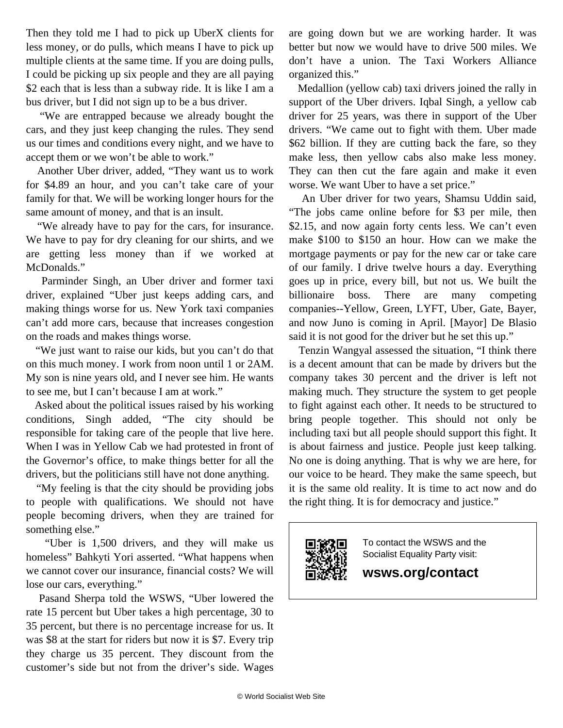Then they told me I had to pick up UberX clients for less money, or do pulls, which means I have to pick up multiple clients at the same time. If you are doing pulls, I could be picking up six people and they are all paying $2 each that is less than a subway ride. It is like I am a bus driver, but I did not sign up to be a bus driver.

"We are entrapped because we already bought the cars, and they just keep changing the rules. They send us our times and conditions every night, and we have to accept them or we won't be able to work."

Another Uber driver, added, "They want us to work for $4.89 an hour, and you can't take care of your family for that. We will be working longer hours for the same amount of money, and that is an insult.

"We already have to pay for the cars, for insurance. We have to pay for dry cleaning for our shirts, and we are getting less money than if we worked at McDonalds."

Parminder Singh, an Uber driver and former taxi driver, explained "Uber just keeps adding cars, and making things worse for us. New York taxi companies can't add more cars, because that increases congestion on the roads and makes things worse.

"We just want to raise our kids, but you can't do that on this much money. I work from noon until 1 or 2AM. My son is nine years old, and I never see him. He wants to see me, but I can't because I am at work."

Asked about the political issues raised by his working conditions, Singh added, "The city should be responsible for taking care of the people that live here. When I was in Yellow Cab we had protested in front of the Governor's office, to make things better for all the drivers, but the politicians still have not done anything.

"My feeling is that the city should be providing jobs to people with qualifications. We should not have people becoming drivers, when they are trained for something else."

"Uber is 1,500 drivers, and they will make us homeless" Bahkyti Yori asserted. "What happens when we cannot cover our insurance, financial costs? We will lose our cars, everything."

Pasand Sherpa told the WSWS, "Uber lowered the rate 15 percent but Uber takes a high percentage, 30 to 35 percent, but there is no percentage increase for us. It was $8 at the start for riders but now it is $7. Every trip they charge us 35 percent. They discount from the customer's side but not from the driver's side. Wages are going down but we are working harder. It was better but now we would have to drive 500 miles. We don't have a union. The Taxi Workers Alliance organized this."

Medallion (yellow cab) taxi drivers joined the rally in support of the Uber drivers. Iqbal Singh, a yellow cab driver for 25 years, was there in support of the Uber drivers. "We came out to fight with them. Uber made $62 billion. If they are cutting back the fare, so they make less, then yellow cabs also make less money. They can then cut the fare again and make it even worse. We want Uber to have a set price."

An Uber driver for two years, Shamsu Uddin said, "The jobs came online before for $3 per mile, then $2.15, and now again forty cents less. We can't even make $100 to $150 an hour. How can we make the mortgage payments or pay for the new car or take care of our family. I drive twelve hours a day. Everything goes up in price, every bill, but not us. We built the billionaire boss. There are many competing companies--Yellow, Green, LYFT, Uber, Gate, Bayer, and now Juno is coming in April. [Mayor] De Blasio said it is not good for the driver but he set this up."

Tenzin Wangyal assessed the situation, "I think there is a decent amount that can be made by drivers but the company takes 30 percent and the driver is left not making much. They structure the system to get people to fight against each other. It needs to be structured to bring people together. This should not only be including taxi but all people should support this fight. It is about fairness and justice. People just keep talking. No one is doing anything. That is why we are here, for our voice to be heard. They make the same speech, but it is the same old reality. It is time to act now and do the right thing. It is for democracy and justice."

To contact the WSWS and the Socialist Equality Party visit:

**wsws.org/contact**